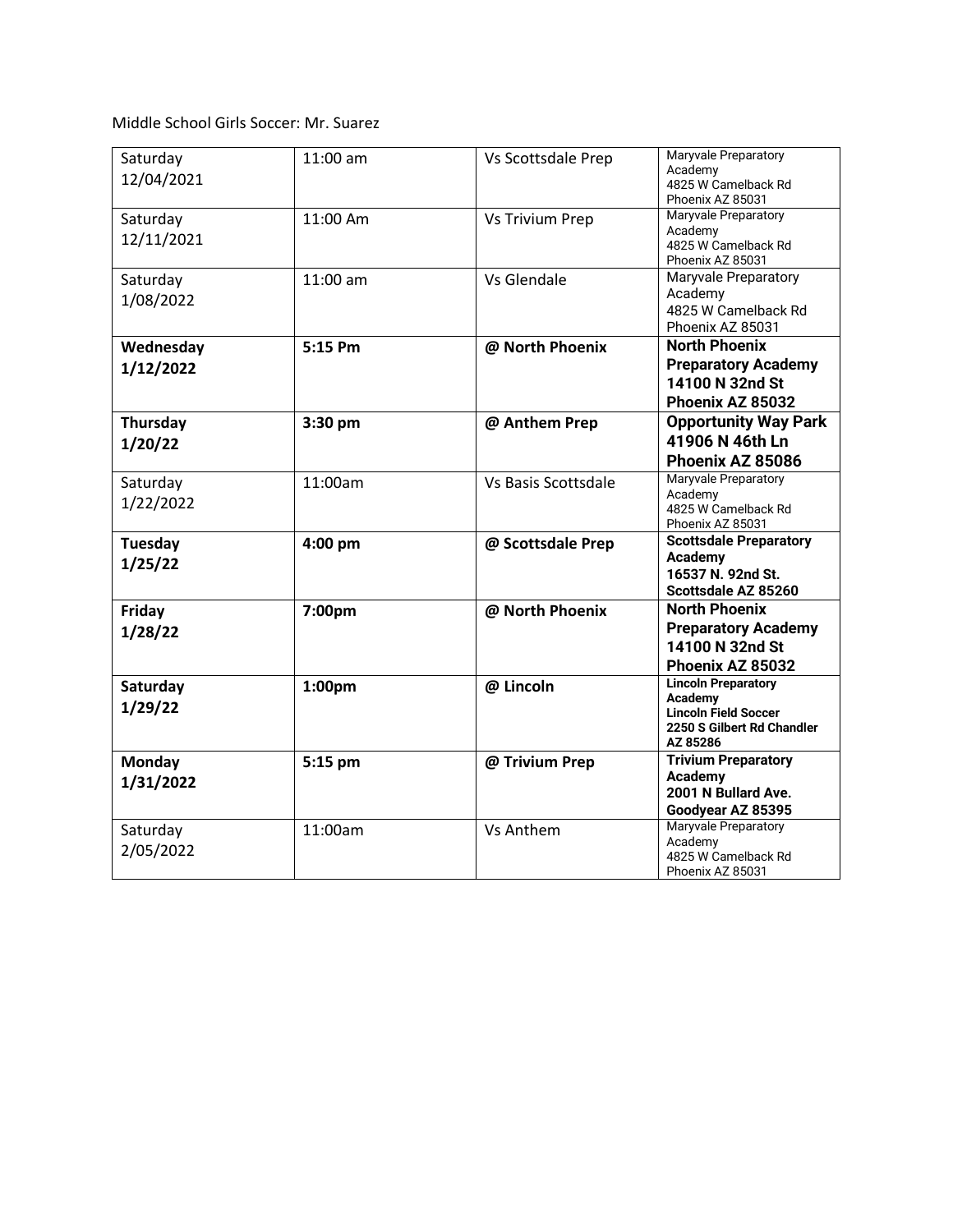Middle School Girls Soccer: Mr. Suarez

| | | | |
|---|---|---|---|
| Saturday 12/04/2021 | 11:00 am | Vs Scottsdale Prep | Maryvale Preparatory Academy 4825 W Camelback Rd Phoenix AZ 85031 |
| Saturday 12/11/2021 | 11:00 Am | Vs Trivium Prep | Maryvale Preparatory Academy 4825 W Camelback Rd Phoenix AZ 85031 |
| Saturday 1/08/2022 | 11:00 am | Vs Glendale | Maryvale Preparatory Academy 4825 W Camelback Rd Phoenix AZ 85031 |
| **Wednesday 1/12/2022** | **5:15 Pm** | **@ North Phoenix** | **North Phoenix Preparatory Academy 14100 N 32nd St Phoenix AZ 85032** |
| **Thursday 1/20/22** | **3:30 pm** | **@ Anthem Prep** | **Opportunity Way Park 41906 N 46th Ln Phoenix AZ 85086** |
| Saturday 1/22/2022 | 11:00am | Vs Basis Scottsdale | Maryvale Preparatory Academy 4825 W Camelback Rd Phoenix AZ 85031 |
| **Tuesday 1/25/22** | **4:00 pm** | **@ Scottsdale Prep** | **Scottsdale Preparatory Academy 16537 N. 92nd St. Scottsdale AZ 85260** |
| **Friday 1/28/22** | **7:00pm** | **@ North Phoenix** | **North Phoenix Preparatory Academy 14100 N 32nd St Phoenix AZ 85032** |
| **Saturday 1/29/22** | **1:00pm** | **@ Lincoln** | **Lincoln Preparatory Academy Lincoln Field Soccer 2250 S Gilbert Rd Chandler AZ 85286** |
| **Monday 1/31/2022** | **5:15 pm** | **@ Trivium Prep** | **Trivium Preparatory Academy 2001 N Bullard Ave. Goodyear AZ 85395** |
| Saturday 2/05/2022 | 11:00am | Vs Anthem | Maryvale Preparatory Academy 4825 W Camelback Rd Phoenix AZ 85031 |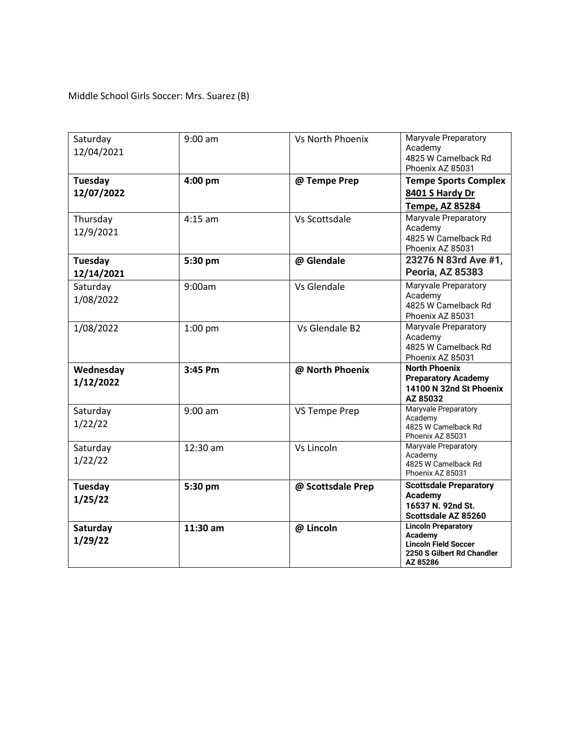Middle School Girls Soccer: Mrs. Suarez (B)

| | | | |
|---|---|---|---|
| Saturday 12/04/2021 | 9:00 am | Vs North Phoenix | Maryvale Preparatory Academy 4825 W Camelback Rd Phoenix AZ 85031 |
| **Tuesday 12/07/2022** | **4:00 pm** | **@ Tempe Prep** | **Tempe Sports Complex** **8401 S Hardy Dr** **Tempe, AZ 85284** |
| Thursday 12/9/2021 | 4:15 am | Vs Scottsdale | Maryvale Preparatory Academy 4825 W Camelback Rd Phoenix AZ 85031 |
| **Tuesday 12/14/2021** | **5:30 pm** | **@ Glendale** | **23276 N 83rd Ave #1, Peoria, AZ 85383** |
| Saturday 1/08/2022 | 9:00am | Vs Glendale | Maryvale Preparatory Academy 4825 W Camelback Rd Phoenix AZ 85031 |
| 1/08/2022 | 1:00 pm | Vs Glendale B2 | Maryvale Preparatory Academy 4825 W Camelback Rd Phoenix AZ 85031 |
| **Wednesday 1/12/2022** | **3:45 Pm** | **@ North Phoenix** | **North Phoenix Preparatory Academy 14100 N 32nd St Phoenix AZ 85032** |
| Saturday 1/22/22 | 9:00 am | VS Tempe Prep | Maryvale Preparatory Academy 4825 W Camelback Rd Phoenix AZ 85031 |
| Saturday 1/22/22 | 12:30 am | Vs Lincoln | Maryvale Preparatory Academy 4825 W Camelback Rd Phoenix AZ 85031 |
| **Tuesday 1/25/22** | **5:30 pm** | **@ Scottsdale Prep** | **Scottsdale Preparatory Academy 16537 N. 92nd St. Scottsdale AZ 85260** |
| **Saturday 1/29/22** | **11:30 am** | **@ Lincoln** | **Lincoln Preparatory Academy Lincoln Field Soccer 2250 S Gilbert Rd Chandler AZ 85286** |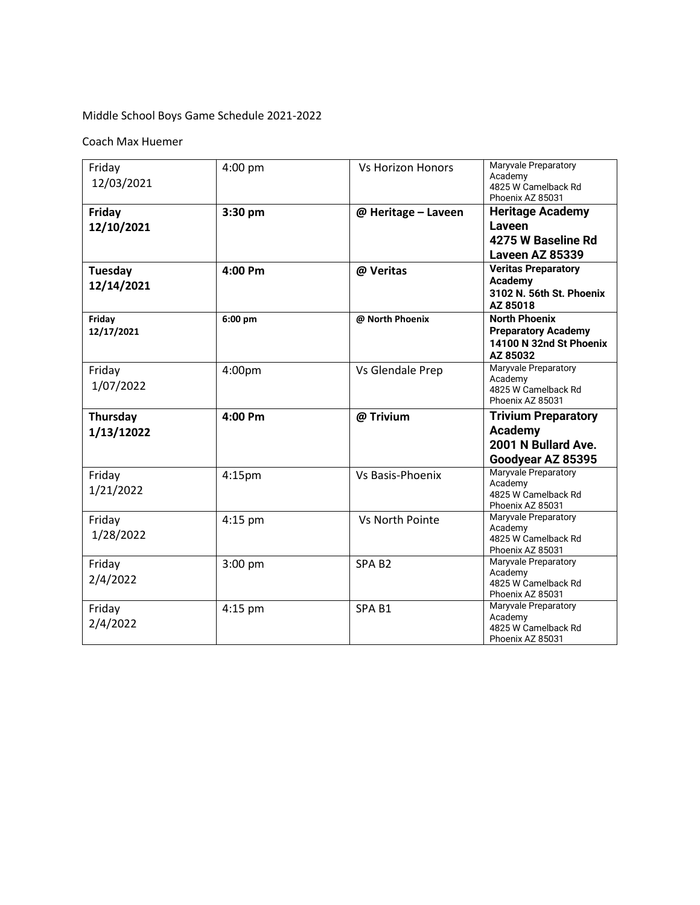Middle School Boys Game Schedule 2021-2022

Coach Max Huemer

| | | | |
|---|---|---|---|
| Friday 12/03/2021 | 4:00 pm | Vs Horizon Honors | Maryvale Preparatory Academy 4825 W Camelback Rd Phoenix AZ 85031 |
| **Friday 12/10/2021** | **3:30 pm** | **@ Heritage – Laveen** | **Heritage Academy Laveen 4275 W Baseline Rd Laveen AZ 85339** |
| **Tuesday 12/14/2021** | **4:00 Pm** | **@ Veritas** | **Veritas Preparatory Academy 3102 N. 56th St. Phoenix AZ 85018** |
| **Friday 12/17/2021** | **6:00 pm** | **@ North Phoenix** | **North Phoenix Preparatory Academy 14100 N 32nd St Phoenix AZ 85032** |
| Friday 1/07/2022 | 4:00pm | Vs Glendale Prep | Maryvale Preparatory Academy 4825 W Camelback Rd Phoenix AZ 85031 |
| **Thursday 1/13/12022** | **4:00 Pm** | **@ Trivium** | **Trivium Preparatory Academy 2001 N Bullard Ave. Goodyear AZ 85395** |
| Friday 1/21/2022 | 4:15pm | Vs Basis-Phoenix | Maryvale Preparatory Academy 4825 W Camelback Rd Phoenix AZ 85031 |
| Friday 1/28/2022 | 4:15 pm | Vs North Pointe | Maryvale Preparatory Academy 4825 W Camelback Rd Phoenix AZ 85031 |
| Friday 2/4/2022 | 3:00 pm | SPA B2 | Maryvale Preparatory Academy 4825 W Camelback Rd Phoenix AZ 85031 |
| Friday 2/4/2022 | 4:15 pm | SPA B1 | Maryvale Preparatory Academy 4825 W Camelback Rd Phoenix AZ 85031 |